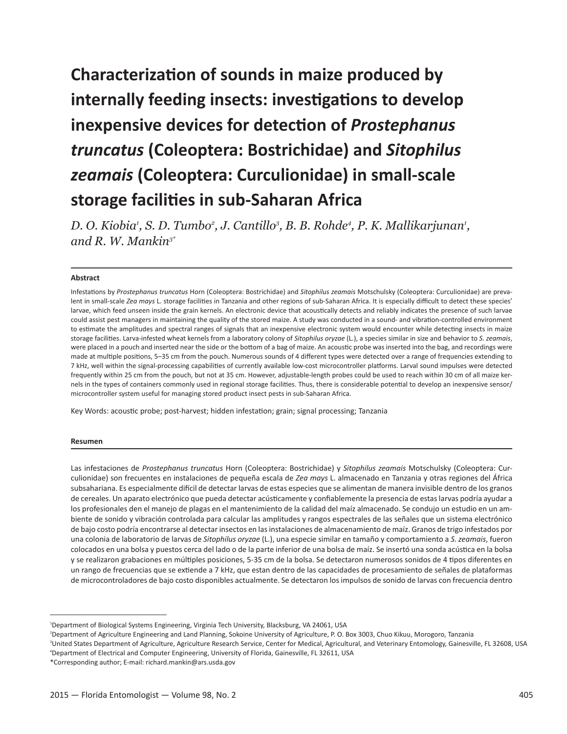# Characterization of sounds in maize produced by internally feeding insects: investigations to develop inexpensive devices for detection of *Prostephanus truncatus* (Coleoptera: Bostrichidae) and *Sitophilus zeamais* (Coleoptera: Curculionidae) in small-scale storage facilities in sub-Saharan Africa

*D. O. Kiobia[1], S. D. Tumbo[2], J. Cantillo[3], B. B. Rohde[4], P. K. Mallikarjunan[1], and R. W. Mankin[3*]*

**Abstract**

Infestations by *Prostephanus truncatus* Horn (Coleoptera: Bostrichidae) and *Sitophilus zeamais* Motschulsky (Coleoptera: Curculionidae) are prevalent in small-scale *Zea mays* L. storage facilities in Tanzania and other regions of sub-Saharan Africa. It is especially difficult to detect these species' larvae, which feed unseen inside the grain kernels. An electronic device that acoustically detects and reliably indicates the presence of such larvae could assist pest managers in maintaining the quality of the stored maize. A study was conducted in a sound- and vibration-controlled environment to estimate the amplitudes and spectral ranges of signals that an inexpensive electronic system would encounter while detecting insects in maize storage facilities. Larva-infested wheat kernels from a laboratory colony of *Sitophilus oryzae* (L.), a species similar in size and behavior to *S. zeamais*, were placed in a pouch and inserted near the side or the bottom of a bag of maize. An acoustic probe was inserted into the bag, and recordings were made at multiple positions, 5–35 cm from the pouch. Numerous sounds of 4 different types were detected over a range of frequencies extending to 7 kHz, well within the signal-processing capabilities of currently available low-cost microcontroller platforms. Larval sound impulses were detected frequently within 25 cm from the pouch, but not at 35 cm. However, adjustable-length probes could be used to reach within 30 cm of all maize kernels in the types of containers commonly used in regional storage facilities. Thus, there is considerable potential to develop an inexpensive sensor/microcontroller system useful for managing stored product insect pests in sub-Saharan Africa.

Key Words: acoustic probe; post-harvest; hidden infestation; grain; signal processing; Tanzania

**Resumen**

Las infestaciones de *Prostephanus truncatus* Horn (Coleoptera: Bostrichidae) y *Sitophilus zeamais* Motschulsky (Coleoptera: Curculionidae) son frecuentes en instalaciones de pequeña escala de *Zea mays* L. almacenado en Tanzania y otras regiones del África subsahariana. Es especialmente difícil de detectar larvas de estas especies que se alimentan de manera invisible dentro de los granos de cereales. Un aparato electrónico que pueda detectar acústicamente y confiablemente la presencia de estas larvas podría ayudar a los profesionales den el manejo de plagas en el mantenimiento de la calidad del maíz almacenado. Se condujo un estudio en un ambiente de sonido y vibración controlada para calcular las amplitudes y rangos espectrales de las señales que un sistema electrónico de bajo costo podría encontrarse al detectar insectos en las instalaciones de almacenamiento de maíz. Granos de trigo infestados por una colonia de laboratorio de larvas de *Sitophilus oryzae* (L.), una especie similar en tamaño y comportamiento a *S. zeamais*, fueron colocados en una bolsa y puestos cerca del lado o de la parte inferior de una bolsa de maíz. Se insertó una sonda acústica en la bolsa y se realizaron grabaciones en múltiples posiciones, 5-35 cm de la bolsa. Se detectaron numerosos sonidos de 4 tipos diferentes en un rango de frecuencias que se extiende a 7 kHz, que estan dentro de las capacidades de procesamiento de señales de plataformas de microcontroladores de bajo costo disponibles actualmente. Se detectaron los impulsos de sonido de larvas con frecuencia dentro

---

[1]Department of Biological Systems Engineering, Virginia Tech University, Blacksburg, VA 24061, USA
[2]Department of Agriculture Engineering and Land Planning, Sokoine University of Agriculture, P. O. Box 3003, Chuo Kikuu, Morogoro, Tanzania
[3]United States Department of Agriculture, Agriculture Research Service, Center for Medical, Agricultural, and Veterinary Entomology, Gainesville, FL 32608, USA
[4]Department of Electrical and Computer Engineering, University of Florida, Gainesville, FL 32611, USA
*Corresponding author; E-mail: richard.mankin@ars.usda.gov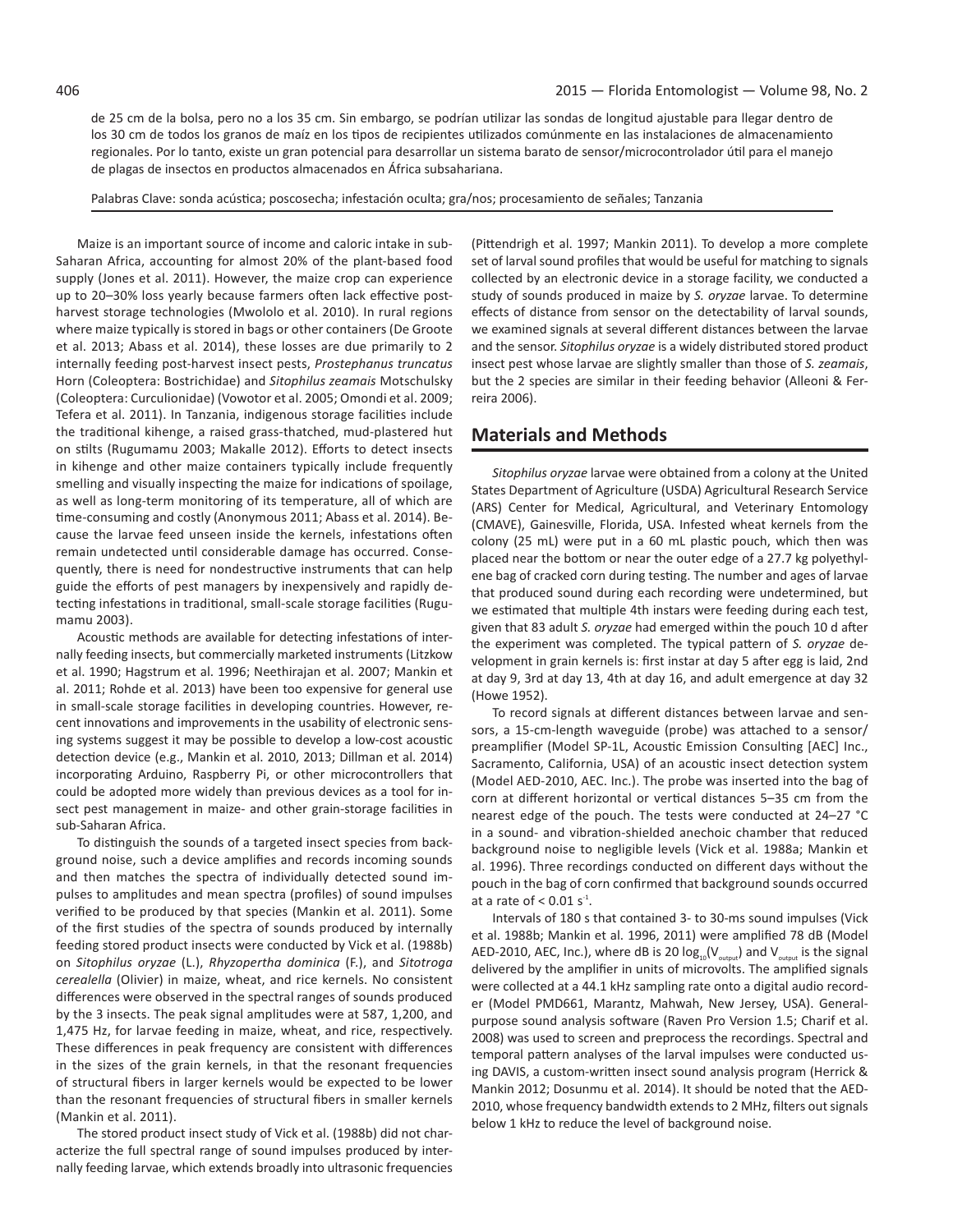de 25 cm de la bolsa, pero no a los 35 cm. Sin embargo, se podrían utilizar las sondas de longitud adjustable para llegar dentro de los 30 cm de todos los granos de maíz en los tipos de recipientes utilizados comúnmente en las instalaciones de almacenamiento regionales. Por lo tanto, existe un gran potencial para desarrollar un sistema barato de sensor/microcontrolador útil para el manejo de plagas de insectos en productos almacenados en África subsahariana.

Palabras Clave: sonda acústica; poscosecha; infestación oculta; gra/nos; procesamiento de señales; Tanzania

Maize is an important source of income and caloric intake in sub-Saharan Africa, accounting for almost 20% of the plant-based food supply (Jones et al. 2011). However, the maize crop can experience up to 20–30% loss yearly because farmers often lack effective post-harvest storage technologies (Mwololo et al. 2010). In rural regions where maize typically is stored in bags or other containers (De Groote et al. 2013; Abass et al. 2014), these losses are due primarily to 2 internally feeding post-harvest insect pests, *Prostephanus truncatus* Horn (Coleoptera: Bostrichidae) and *Sitophilus zeamais* Motschulsky (Coleoptera: Curculionidae) (Vowotor et al. 2005; Omondi et al. 2009; Tefera et al. 2011). In Tanzania, indigenous storage facilities include the traditional kihenge, a raised grass-thatched, mud-plastered hut on stilts (Rugumamu 2003; Makalle 2012). Efforts to detect insects in kihenge and other maize containers typically include frequently smelling and visually inspecting the maize for indications of spoilage, as well as long-term monitoring of its temperature, all of which are time-consuming and costly (Anonymous 2011; Abass et al. 2014). Because the larvae feed unseen inside the kernels, infestations often remain undetected until considerable damage has occurred. Consequently, there is need for nondestructive instruments that can help guide the efforts of pest managers by inexpensively and rapidly detecting infestations in traditional, small-scale storage facilities (Rugumamu 2003).

Acoustic methods are available for detecting infestations of internally feeding insects, but commercially marketed instruments (Litzkow et al. 1990; Hagstrum et al. 1996; Neethirajan et al. 2007; Mankin et al. 2011; Rohde et al. 2013) have been too expensive for general use in small-scale storage facilities in developing countries. However, recent innovations and improvements in the usability of electronic sensing systems suggest it may be possible to develop a low-cost acoustic detection device (e.g., Mankin et al. 2010, 2013; Dillman et al. 2014) incorporating Arduino, Raspberry Pi, or other microcontrollers that could be adopted more widely than previous devices as a tool for insect pest management in maize- and other grain-storage facilities in sub-Saharan Africa.

To distinguish the sounds of a targeted insect species from background noise, such a device amplifies and records incoming sounds and then matches the spectra of individually detected sound impulses to amplitudes and mean spectra (profiles) of sound impulses verified to be produced by that species (Mankin et al. 2011). Some of the first studies of the spectra of sounds produced by internally feeding stored product insects were conducted by Vick et al. (1988b) on *Sitophilus oryzae* (L.), *Rhyzopertha dominica* (F.), and *Sitotroga cerealella* (Olivier) in maize, wheat, and rice kernels. No consistent differences were observed in the spectral ranges of sounds produced by the 3 insects. The peak signal amplitudes were at 587, 1,200, and 1,475 Hz, for larvae feeding in maize, wheat, and rice, respectively. These differences in peak frequency are consistent with differences in the sizes of the grain kernels, in that the resonant frequencies of structural fibers in larger kernels would be expected to be lower than the resonant frequencies of structural fibers in smaller kernels (Mankin et al. 2011).

The stored product insect study of Vick et al. (1988b) did not characterize the full spectral range of sound impulses produced by internally feeding larvae, which extends broadly into ultrasonic frequencies (Pittendrigh et al. 1997; Mankin 2011). To develop a more complete set of larval sound profiles that would be useful for matching to signals collected by an electronic device in a storage facility, we conducted a study of sounds produced in maize by *S. oryzae* larvae. To determine effects of distance from sensor on the detectability of larval sounds, we examined signals at several different distances between the larvae and the sensor. *Sitophilus oryzae* is a widely distributed stored product insect pest whose larvae are slightly smaller than those of *S. zeamais*, but the 2 species are similar in their feeding behavior (Alleoni & Ferreira 2006).

## Materials and Methods

*Sitophilus oryzae* larvae were obtained from a colony at the United States Department of Agriculture (USDA) Agricultural Research Service (ARS) Center for Medical, Agricultural, and Veterinary Entomology (CMAVE), Gainesville, Florida, USA. Infested wheat kernels from the colony (25 mL) were put in a 60 mL plastic pouch, which then was placed near the bottom or near the outer edge of a 27.7 kg polyethylene bag of cracked corn during testing. The number and ages of larvae that produced sound during each recording were undetermined, but we estimated that multiple 4th instars were feeding during each test, given that 83 adult *S. oryzae* had emerged within the pouch 10 d after the experiment was completed. The typical pattern of *S. oryzae* development in grain kernels is: first instar at day 5 after egg is laid, 2nd at day 9, 3rd at day 13, 4th at day 16, and adult emergence at day 32 (Howe 1952).

To record signals at different distances between larvae and sensors, a 15-cm-length waveguide (probe) was attached to a sensor/preamplifier (Model SP-1L, Acoustic Emission Consulting [AEC] Inc., Sacramento, California, USA) of an acoustic insect detection system (Model AED-2010, AEC. Inc.). The probe was inserted into the bag of corn at different horizontal or vertical distances 5–35 cm from the nearest edge of the pouch. The tests were conducted at 24–27 °C in a sound- and vibration-shielded anechoic chamber that reduced background noise to negligible levels (Vick et al. 1988a; Mankin et al. 1996). Three recordings conducted on different days without the pouch in the bag of corn confirmed that background sounds occurred at a rate of < 0.01 $s^{-1}$.

Intervals of 180 s that contained 3- to 30-ms sound impulses (Vick et al. 1988b; Mankin et al. 1996, 2011) were amplified 78 dB (Model AED-2010, AEC, Inc.), where dB is 20 $\log_{10}(V_{output})$ and $V_{output}$ is the signal delivered by the amplifier in units of microvolts. The amplified signals were collected at a 44.1 kHz sampling rate onto a digital audio recorder (Model PMD661, Marantz, Mahwah, New Jersey, USA). General-purpose sound analysis software (Raven Pro Version 1.5; Charif et al. 2008) was used to screen and preprocess the recordings. Spectral and temporal pattern analyses of the larval impulses were conducted using DAVIS, a custom-written insect sound analysis program (Herrick & Mankin 2012; Dosunmu et al. 2014). It should be noted that the AED-2010, whose frequency bandwidth extends to 2 MHz, filters out signals below 1 kHz to reduce the level of background noise.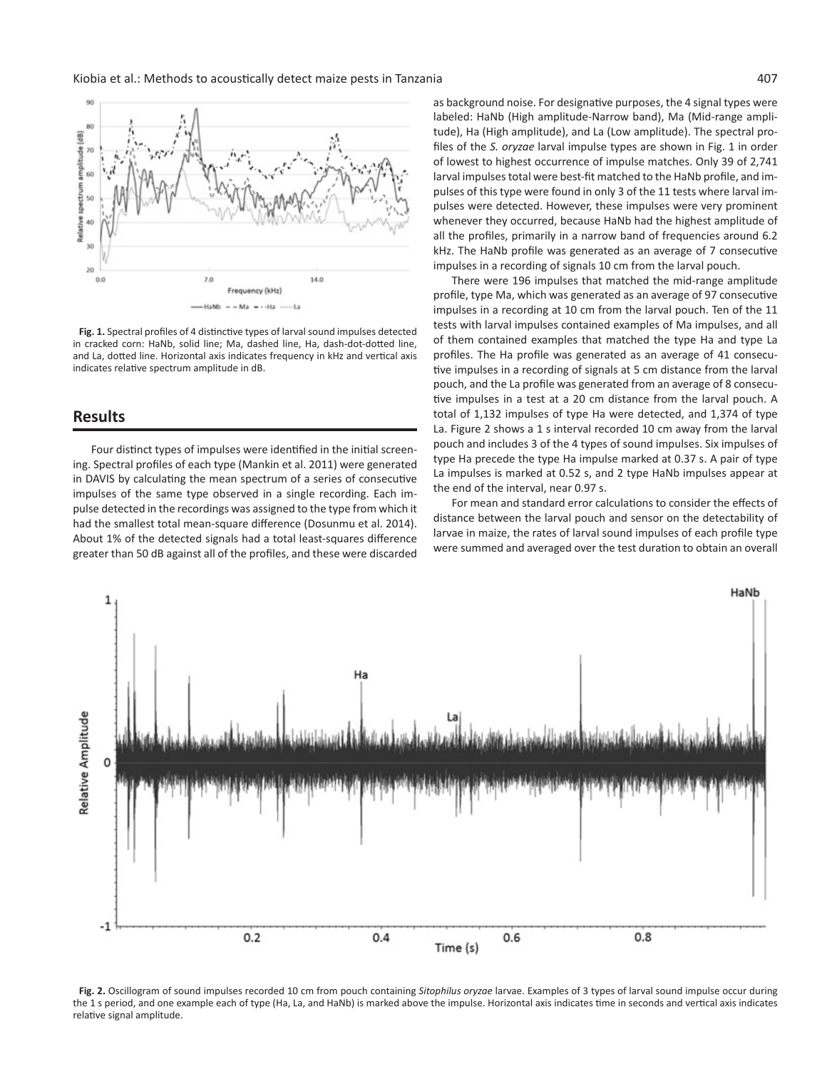**Fig. 1.** Spectral profiles of 4 distinctive types of larval sound impulses detected in cracked corn: HaNb, solid line; Ma, dashed line, Ha, dash-dot-dotted line, and La, dotted line. Horizontal axis indicates frequency in kHz and vertical axis indicates relative spectrum amplitude in dB.

## Results

Four distinct types of impulses were identified in the initial screening. Spectral profiles of each type (Mankin et al. 2011) were generated in DAVIS by calculating the mean spectrum of a series of consecutive impulses of the same type observed in a single recording. Each impulse detected in the recordings was assigned to the type from which it had the smallest total mean-square difference (Dosunmu et al. 2014). About 1% of the detected signals had a total least-squares difference greater than 50 dB against all of the profiles, and these were discarded as background noise. For designative purposes, the 4 signal types were labeled: HaNb (High amplitude-Narrow band), Ma (Mid-range amplitude), Ha (High amplitude), and La (Low amplitude). The spectral profiles of the *S. oryzae* larval impulse types are shown in Fig. 1 in order of lowest to highest occurrence of impulse matches. Only 39 of 2,741 larval impulses total were best-fit matched to the HaNb profile, and impulses of this type were found in only 3 of the 11 tests where larval impulses were detected. However, these impulses were very prominent whenever they occurred, because HaNb had the highest amplitude of all the profiles, primarily in a narrow band of frequencies around 6.2 kHz. The HaNb profile was generated as an average of 7 consecutive impulses in a recording of signals 10 cm from the larval pouch.

There were 196 impulses that matched the mid-range amplitude profile, type Ma, which was generated as an average of 97 consecutive impulses in a recording at 10 cm from the larval pouch. Ten of the 11 tests with larval impulses contained examples of Ma impulses, and all of them contained examples that matched the type Ha and type La profiles. The Ha profile was generated as an average of 41 consecutive impulses in a recording of signals at 5 cm distance from the larval pouch, and the La profile was generated from an average of 8 consecutive impulses in a test at a 20 cm distance from the larval pouch. A total of 1,132 impulses of type Ha were detected, and 1,374 of type La. Figure 2 shows a 1 s interval recorded 10 cm away from the larval pouch and includes 3 of the 4 types of sound impulses. Six impulses of type Ha precede the type Ha impulse marked at 0.37 s. A pair of type La impulses is marked at 0.52 s, and 2 type HaNb impulses appear at the end of the interval, near 0.97 s.

For mean and standard error calculations to consider the effects of distance between the larval pouch and sensor on the detectability of larvae in maize, the rates of larval sound impulses of each profile type were summed and averaged over the test duration to obtain an overall

**Fig. 2.** Oscillogram of sound impulses recorded 10 cm from pouch containing *Sitophilus oryzae* larvae. Examples of 3 types of larval sound impulse occur during the 1 s period, and one example each of type (Ha, La, and HaNb) is marked above the impulse. Horizontal axis indicates time in seconds and vertical axis indicates relative signal amplitude.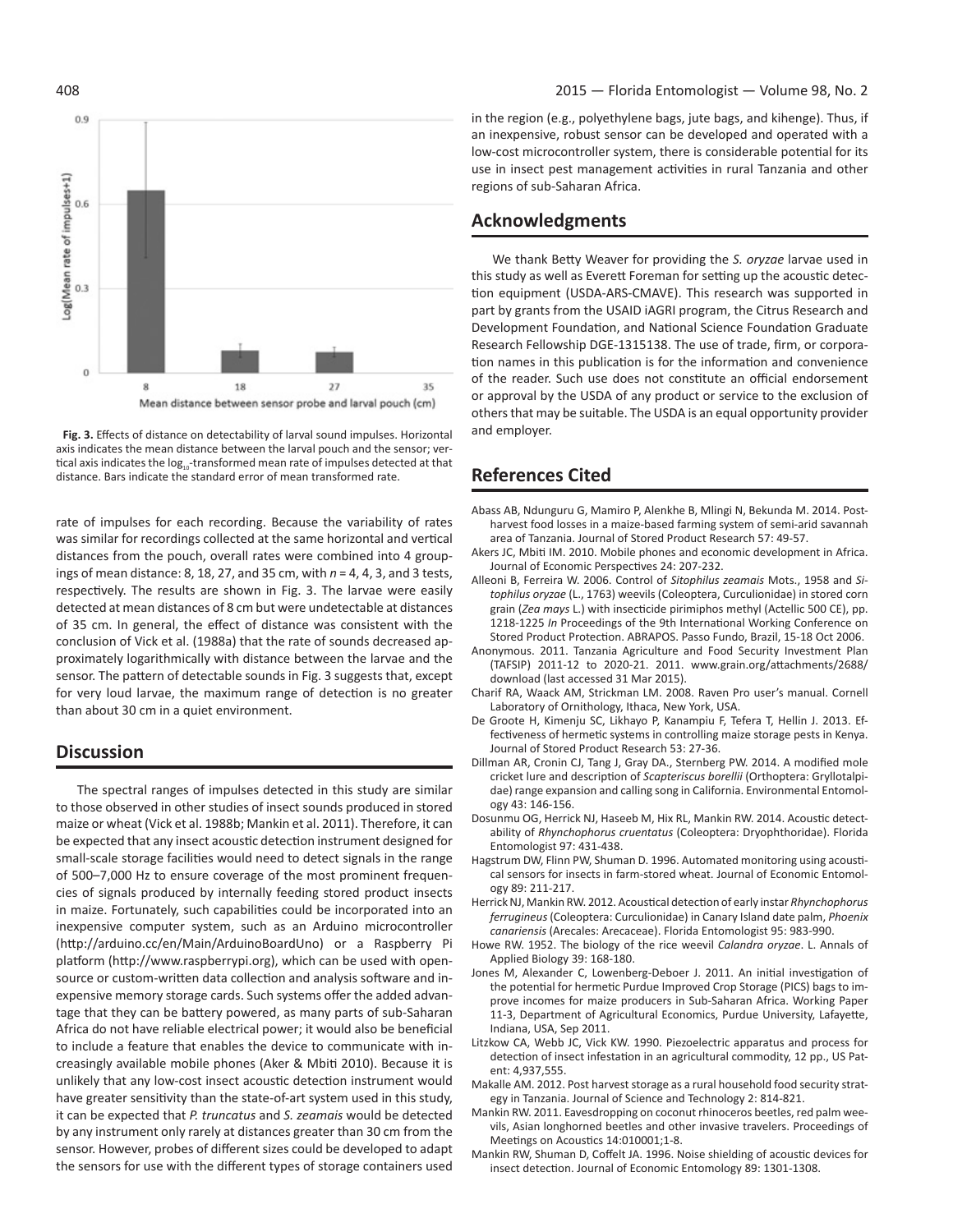**Fig. 3.** Effects of distance on detectability of larval sound impulses. Horizontal axis indicates the mean distance between the larval pouch and the sensor; vertical axis indicates the $\log_{10}$-transformed mean rate of impulses detected at that distance. Bars indicate the standard error of mean transformed rate.

rate of impulses for each recording. Because the variability of rates was similar for recordings collected at the same horizontal and vertical distances from the pouch, overall rates were combined into 4 groupings of mean distance: 8, 18, 27, and 35 cm, with $n$ = 4, 4, 3, and 3 tests, respectively. The results are shown in Fig. 3. The larvae were easily detected at mean distances of 8 cm but were undetectable at distances of 35 cm. In general, the effect of distance was consistent with the conclusion of Vick et al. (1988a) that the rate of sounds decreased approximately logarithmically with distance between the larvae and the sensor. The pattern of detectable sounds in Fig. 3 suggests that, except for very loud larvae, the maximum range of detection is no greater than about 30 cm in a quiet environment.

## Discussion

The spectral ranges of impulses detected in this study are similar to those observed in other studies of insect sounds produced in stored maize or wheat (Vick et al. 1988b; Mankin et al. 2011). Therefore, it can be expected that any insect acoustic detection instrument designed for small-scale storage facilities would need to detect signals in the range of 500–7,000 Hz to ensure coverage of the most prominent frequencies of signals produced by internally feeding stored product insects in maize. Fortunately, such capabilities could be incorporated into an inexpensive computer system, such as an Arduino microcontroller (http://arduino.cc/en/Main/ArduinoBoardUno) or a Raspberry Pi platform (http://www.raspberrypi.org), which can be used with open-source or custom-written data collection and analysis software and inexpensive memory storage cards. Such systems offer the added advantage that they can be battery powered, as many parts of sub-Saharan Africa do not have reliable electrical power; it would also be beneficial to include a feature that enables the device to communicate with increasingly available mobile phones (Aker & Mbiti 2010). Because it is unlikely that any low-cost insect acoustic detection instrument would have greater sensitivity than the state-of-art system used in this study, it can be expected that *P. truncatus* and *S. zeamais* would be detected by any instrument only rarely at distances greater than 30 cm from the sensor. However, probes of different sizes could be developed to adapt the sensors for use with the different types of storage containers used in the region (e.g., polyethylene bags, jute bags, and kihenge). Thus, if an inexpensive, robust sensor can be developed and operated with a low-cost microcontroller system, there is considerable potential for its use in insect pest management activities in rural Tanzania and other regions of sub-Saharan Africa.

## Acknowledgments

We thank Betty Weaver for providing the *S. oryzae* larvae used in this study as well as Everett Foreman for setting up the acoustic detection equipment (USDA-ARS-CMAVE). This research was supported in part by grants from the USAID iAGRI program, the Citrus Research and Development Foundation, and National Science Foundation Graduate Research Fellowship DGE-1315138. The use of trade, firm, or corporation names in this publication is for the information and convenience of the reader. Such use does not constitute an official endorsement or approval by the USDA of any product or service to the exclusion of others that may be suitable. The USDA is an equal opportunity provider and employer.

## References Cited

Abass AB, Ndunguru G, Mamiro P, Alenkhe B, Mlingi N, Bekunda M. 2014. Post-harvest food losses in a maize-based farming system of semi-arid savannah area of Tanzania. Journal of Stored Product Research 57: 49-57.

Akers JC, Mbiti IM. 2010. Mobile phones and economic development in Africa. Journal of Economic Perspectives 24: 207-232.

Alleoni B, Ferreira W. 2006. Control of *Sitophilus zeamais* Mots., 1958 and *Sitophilus oryzae* (L., 1763) weevils (Coleoptera, Curculionidae) in stored corn grain (*Zea mays* L.) with insecticide pirimiphos methyl (Actellic 500 CE), pp. 1218-1225 *In* Proceedings of the 9th International Working Conference on Stored Product Protection. ABRAPOS. Passo Fundo, Brazil, 15-18 Oct 2006.

Anonymous. 2011. Tanzania Agriculture and Food Security Investment Plan (TAFSIP) 2011-12 to 2020-21. 2011. www.grain.org/attachments/2688/download (last accessed 31 Mar 2015).

Charif RA, Waack AM, Strickman LM. 2008. Raven Pro user's manual. Cornell Laboratory of Ornithology, Ithaca, New York, USA.

De Groote H, Kimenju SC, Likhayo P, Kanampiu F, Tefera T, Hellin J. 2013. Effectiveness of hermetic systems in controlling maize storage pests in Kenya. Journal of Stored Product Research 53: 27-36.

Dillman AR, Cronin CJ, Tang J, Gray DA., Sternberg PW. 2014. A modified mole cricket lure and description of *Scapteriscus borellii* (Orthoptera: Gryllotalpidae) range expansion and calling song in California. Environmental Entomology 43: 146-156.

Dosunmu OG, Herrick NJ, Haseeb M, Hix RL, Mankin RW. 2014. Acoustic detectability of *Rhynchophorus cruentatus* (Coleoptera: Dryophthoridae). Florida Entomologist 97: 431-438.

Hagstrum DW, Flinn PW, Shuman D. 1996. Automated monitoring using acoustical sensors for insects in farm-stored wheat. Journal of Economic Entomology 89: 211-217.

Herrick NJ, Mankin RW. 2012. Acoustical detection of early instar *Rhynchophorus ferrugineus* (Coleoptera: Curculionidae) in Canary Island date palm, *Phoenix canariensis* (Arecales: Arecaceae). Florida Entomologist 95: 983-990.

Howe RW. 1952. The biology of the rice weevil *Calandra oryzae*. L. Annals of Applied Biology 39: 168-180.

Jones M, Alexander C, Lowenberg-Deboer J. 2011. An initial investigation of the potential for hermetic Purdue Improved Crop Storage (PICS) bags to improve incomes for maize producers in Sub-Saharan Africa. Working Paper 11-3, Department of Agricultural Economics, Purdue University, Lafayette, Indiana, USA, Sep 2011.

Litzkow CA, Webb JC, Vick KW. 1990. Piezoelectric apparatus and process for detection of insect infestation in an agricultural commodity, 12 pp., US Patent: 4,937,555.

Makalle AM. 2012. Post harvest storage as a rural household food security strategy in Tanzania. Journal of Science and Technology 2: 814-821.

Mankin RW. 2011. Eavesdropping on coconut rhinoceros beetles, red palm weevils, Asian longhorned beetles and other invasive travelers. Proceedings of Meetings on Acoustics 14:010001;1-8.

Mankin RW, Shuman D, Coffelt JA. 1996. Noise shielding of acoustic devices for insect detection. Journal of Economic Entomology 89: 1301-1308.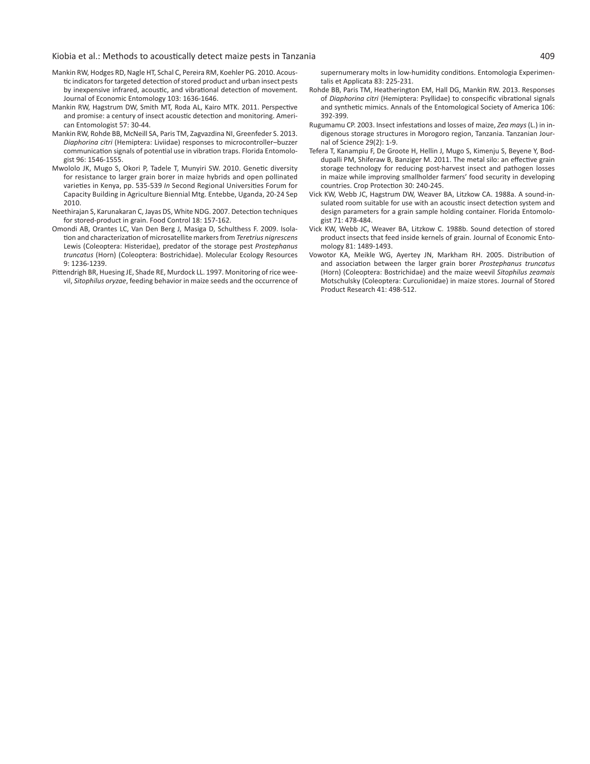Mankin RW, Hodges RD, Nagle HT, Schal C, Pereira RM, Koehler PG. 2010. Acoustic indicators for targeted detection of stored product and urban insect pests by inexpensive infrared, acoustic, and vibrational detection of movement. Journal of Economic Entomology 103: 1636-1646.

Mankin RW, Hagstrum DW, Smith MT, Roda AL, Kairo MTK. 2011. Perspective and promise: a century of insect acoustic detection and monitoring. American Entomologist 57: 30-44.

Mankin RW, Rohde BB, McNeill SA, Paris TM, Zagvazdina NI, Greenfeder S. 2013. *Diaphorina citri* (Hemiptera: Liviidae) responses to microcontroller–buzzer communication signals of potential use in vibration traps. Florida Entomologist 96: 1546-1555.

Mwololo JK, Mugo S, Okori P, Tadele T, Munyiri SW. 2010. Genetic diversity for resistance to larger grain borer in maize hybrids and open pollinated varieties in Kenya, pp. 535-539 *In* Second Regional Universities Forum for Capacity Building in Agriculture Biennial Mtg. Entebbe, Uganda, 20-24 Sep 2010.

Neethirajan S, Karunakaran C, Jayas DS, White NDG. 2007. Detection techniques for stored-product in grain. Food Control 18: 157-162.

Omondi AB, Orantes LC, Van Den Berg J, Masiga D, Schulthess F. 2009. Isolation and characterization of microsatellite markers from *Teretrius nigrescens* Lewis (Coleoptera: Histeridae), predator of the storage pest *Prostephanus truncatus* (Horn) (Coleoptera: Bostrichidae). Molecular Ecology Resources 9: 1236-1239.

Pittendrigh BR, Huesing JE, Shade RE, Murdock LL. 1997. Monitoring of rice weevil, *Sitophilus oryzae*, feeding behavior in maize seeds and the occurrence of supernumerary molts in low-humidity conditions. Entomologia Experimentalis et Applicata 83: 225-231.

Rohde BB, Paris TM, Heatherington EM, Hall DG, Mankin RW. 2013. Responses of *Diaphorina citri* (Hemiptera: Psyllidae) to conspecific vibrational signals and synthetic mimics. Annals of the Entomological Society of America 106: 392-399.

Rugumamu CP. 2003. Insect infestations and losses of maize, *Zea mays* (L.) in indigenous storage structures in Morogoro region, Tanzania. Tanzanian Journal of Science 29(2): 1-9.

Tefera T, Kanampiu F, De Groote H, Hellin J, Mugo S, Kimenju S, Beyene Y, Boddupalli PM, Shiferaw B, Banziger M. 2011. The metal silo: an effective grain storage technology for reducing post-harvest insect and pathogen losses in maize while improving smallholder farmers' food security in developing countries. Crop Protection 30: 240-245.

Vick KW, Webb JC, Hagstrum DW, Weaver BA, Litzkow CA. 1988a. A sound-insulated room suitable for use with an acoustic insect detection system and design parameters for a grain sample holding container. Florida Entomologist 71: 478-484.

Vick KW, Webb JC, Weaver BA, Litzkow C. 1988b. Sound detection of stored product insects that feed inside kernels of grain. Journal of Economic Entomology 81: 1489-1493.

Vowotor KA, Meikle WG, Ayertey JN, Markham RH. 2005. Distribution of and association between the larger grain borer *Prostephanus truncatus* (Horn) (Coleoptera: Bostrichidae) and the maize weevil *Sitophilus zeamais* Motschulsky (Coleoptera: Curculionidae) in maize stores. Journal of Stored Product Research 41: 498-512.